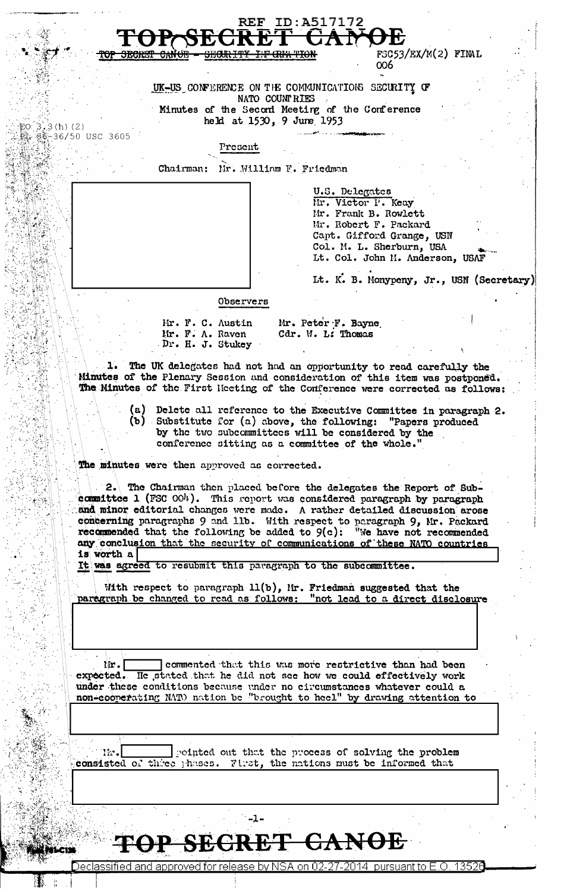REF ID:A517172

**TOP SECRET CANOE**

~~TOP SECRET CANOE - SECURITY INFORMATION~~

FSC53/EX/M(2) FINAL
006

EO 3.3(h)(2)
PL 86-36/50 USC 3605

UK-US CONFERENCE ON THE COMMUNICATIONS SECURITY OF NATO COUNTRIES

Minutes of the Second Meeting of the Conference held at 1530, 9 June 1953

Present

Chairman: Mr. William F. Friedman

U.S. Delegates
Mr. Victor P. Keay
Mr. Frank B. Rowlett
Mr. Robert F. Packard
Capt. Gifford Grange, USN
Col. M. L. Sherburn, USA
Lt. Col. John M. Anderson, USAF

Lt. K. B. Monypeny, Jr., USN (Secretary)

Observers

Mr. F. C. Austin
Mr. F. A. Raven
Dr. H. J. Stukey
Mr. Peter F. Bayne
Cdr. W. L. Thomas

1. The UK delegates had not had an opportunity to read carefully the Minutes of the Plenary Session and consideration of this item was postponed. The Minutes of the First Meeting of the Conference were corrected as follows:

(a) Delete all reference to the Executive Committee in paragraph 2.
(b) Substitute for (a) above, the following: "Papers produced by the two subcommittees will be considered by the conference sitting as a committee of the whole."

The minutes were then approved as corrected.

2. The Chairman then placed before the delegates the Report of Subcommittee 1 (FSC 004). This report was considered paragraph by paragraph and minor editorial changes were made. A rather detailed discussion arose concerning paragraphs 9 and 11b. With respect to paragraph 9, Mr. Packard recommended that the following be added to 9(c): "We have not recommended any conclusion that the security of communications of these NATO countries is worth a [REDACTED]

It was agreed to resubmit this paragraph to the subcommittee.

With respect to paragraph 11(b), Mr. Friedman suggested that the paragraph be changed to read as follows: "not lead to a direct disclosure [REDACTED]

Mr. [REDACTED] commented that this was more restrictive than had been expected. He stated that he did not see how we could effectively work under these conditions because under no circumstances whatever could a non-cooperating NATO nation be "brought to heel" by drawing attention to [REDACTED]

Mr. [REDACTED] pointed out that the process of solving the problem consisted of three phases. First, the nations must be informed that [REDACTED]

**TOP SECRET CANOE**

Declassified and approved for release by NSA on 02-27-2014 pursuant to E.O. 13526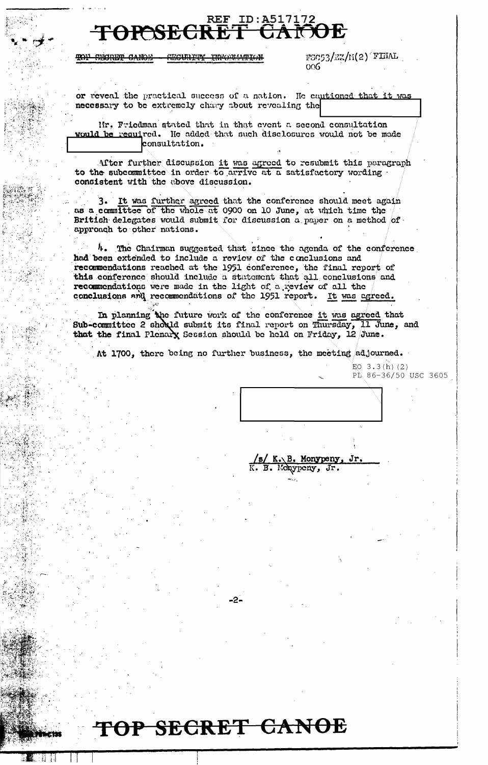REF ID:A517172

~~TOP SECRET CANOE~~

~~TOP SECRET CANOE - SECURITY INFORMATION~~

FSC53/EX/M(2) FINAL
006

or reveal the practical success of a nation. He cautioned that it was necessary to be extremely chary about revealing the [REDACTED]

Mr. Friedman stated that in that event a second consultation would be required. He added that such disclosures would not be made [REDACTED] consultation.

After further discussion it was agreed to resubmit this paragraph to the subcommittee in order to arrive at a satisfactory wording consistent with the above discussion.

3. It was further agreed that the conference should meet again as a committee of the whole at 0900 on 10 June, at which time the British delegates would submit for discussion a paper on a method of approach to other nations.

4. The Chairman suggested that since the agenda of the conference had been extended to include a review of the conclusions and recommendations reached at the 1951 conference, the final report of this conference should include a statement that all conclusions and recommendations were made in the light of a review of all the conclusions and recommendations of the 1951 report. It was agreed.

In planning the future work of the conference it was agreed that Sub-committee 2 should submit its final report on Thursday, 11 June, and that the final Plenary Session should be held on Friday, 12 June.

At 1700, there being no further business, the meeting adjourned.

EO 3.3(h)(2)
PL 86-36/50 USC 3605

[REDACTED]

/s/ K. B. Monypeny, Jr.
K. B. Monypeny, Jr.

~~TOP SECRET CANOE~~